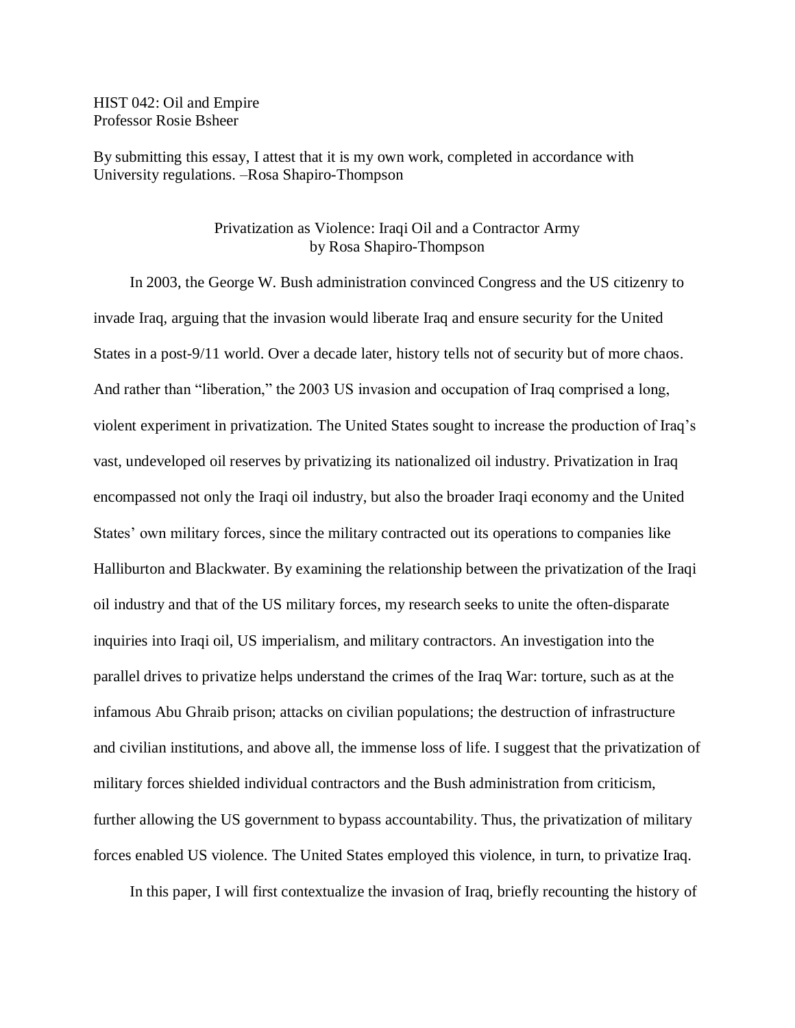HIST 042: Oil and Empire
Professor Rosie Bsheer

By submitting this essay, I attest that it is my own work, completed in accordance with University regulations. –Rosa Shapiro-Thompson

# Privatization as Violence: Iraqi Oil and a Contractor Army

by Rosa Shapiro-Thompson

In 2003, the George W. Bush administration convinced Congress and the US citizenry to invade Iraq, arguing that the invasion would liberate Iraq and ensure security for the United States in a post-9/11 world. Over a decade later, history tells not of security but of more chaos. And rather than "liberation," the 2003 US invasion and occupation of Iraq comprised a long, violent experiment in privatization. The United States sought to increase the production of Iraq's vast, undeveloped oil reserves by privatizing its nationalized oil industry. Privatization in Iraq encompassed not only the Iraqi oil industry, but also the broader Iraqi economy and the United States' own military forces, since the military contracted out its operations to companies like Halliburton and Blackwater. By examining the relationship between the privatization of the Iraqi oil industry and that of the US military forces, my research seeks to unite the often-disparate inquiries into Iraqi oil, US imperialism, and military contractors. An investigation into the parallel drives to privatize helps understand the crimes of the Iraq War: torture, such as at the infamous Abu Ghraib prison; attacks on civilian populations; the destruction of infrastructure and civilian institutions, and above all, the immense loss of life. I suggest that the privatization of military forces shielded individual contractors and the Bush administration from criticism, further allowing the US government to bypass accountability. Thus, the privatization of military forces enabled US violence. The United States employed this violence, in turn, to privatize Iraq.

In this paper, I will first contextualize the invasion of Iraq, briefly recounting the history of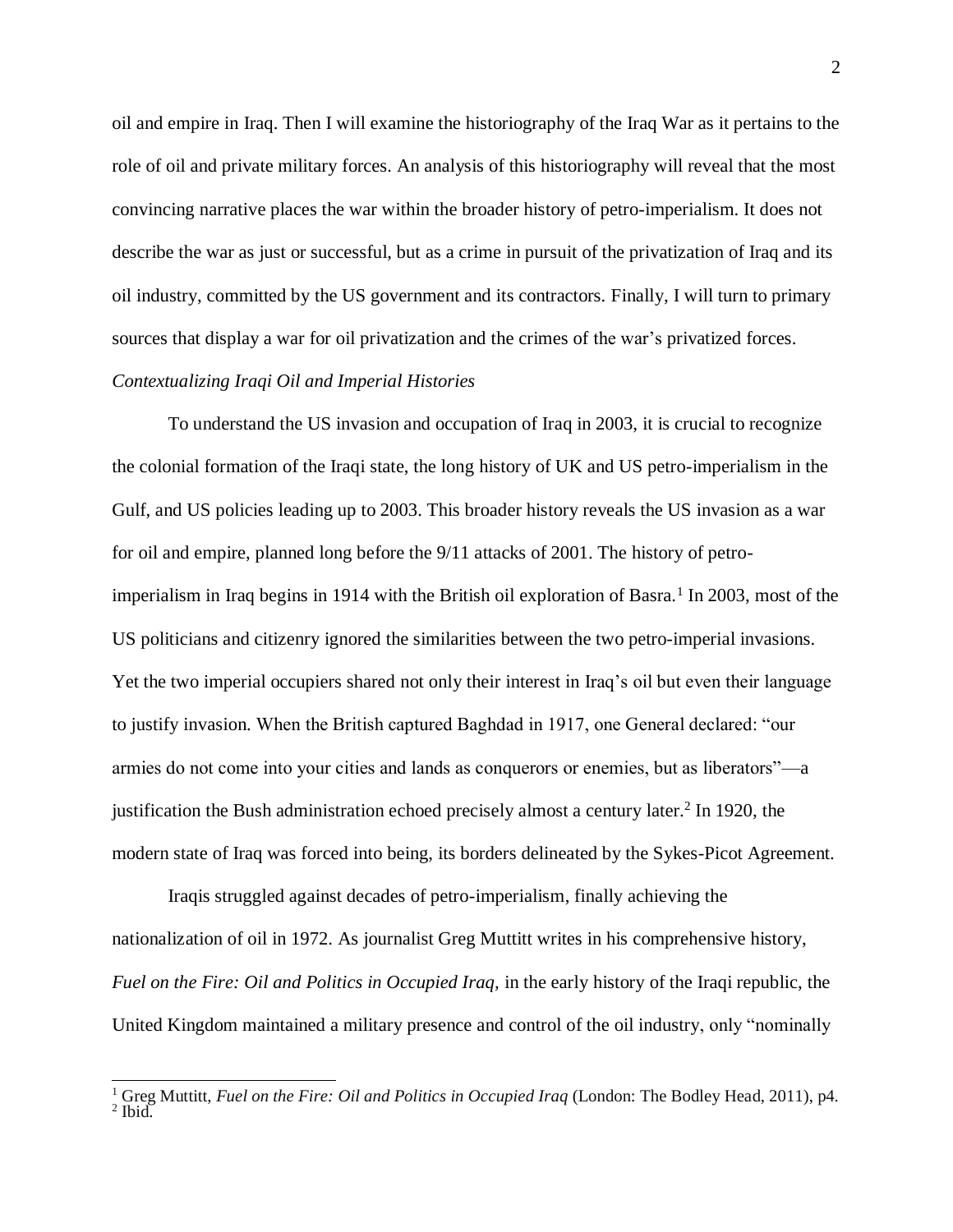oil and empire in Iraq. Then I will examine the historiography of the Iraq War as it pertains to the role of oil and private military forces. An analysis of this historiography will reveal that the most convincing narrative places the war within the broader history of petro-imperialism. It does not describe the war as just or successful, but as a crime in pursuit of the privatization of Iraq and its oil industry, committed by the US government and its contractors. Finally, I will turn to primary sources that display a war for oil privatization and the crimes of the war's privatized forces.

*Contextualizing Iraqi Oil and Imperial Histories*

To understand the US invasion and occupation of Iraq in 2003, it is crucial to recognize the colonial formation of the Iraqi state, the long history of UK and US petro-imperialism in the Gulf, and US policies leading up to 2003. This broader history reveals the US invasion as a war for oil and empire, planned long before the 9/11 attacks of 2001. The history of petro-imperialism in Iraq begins in 1914 with the British oil exploration of Basra.[1] In 2003, most of the US politicians and citizenry ignored the similarities between the two petro-imperial invasions. Yet the two imperial occupiers shared not only their interest in Iraq's oil but even their language to justify invasion. When the British captured Baghdad in 1917, one General declared: "our armies do not come into your cities and lands as conquerors or enemies, but as liberators"—a justification the Bush administration echoed precisely almost a century later.[2] In 1920, the modern state of Iraq was forced into being, its borders delineated by the Sykes-Picot Agreement.

Iraqis struggled against decades of petro-imperialism, finally achieving the nationalization of oil in 1972. As journalist Greg Muttitt writes in his comprehensive history, *Fuel on the Fire: Oil and Politics in Occupied Iraq,* in the early history of the Iraqi republic, the United Kingdom maintained a military presence and control of the oil industry, only "nominally

---

[1] Greg Muttitt, *Fuel on the Fire: Oil and Politics in Occupied Iraq* (London: The Bodley Head, 2011), p4.

[2] Ibid.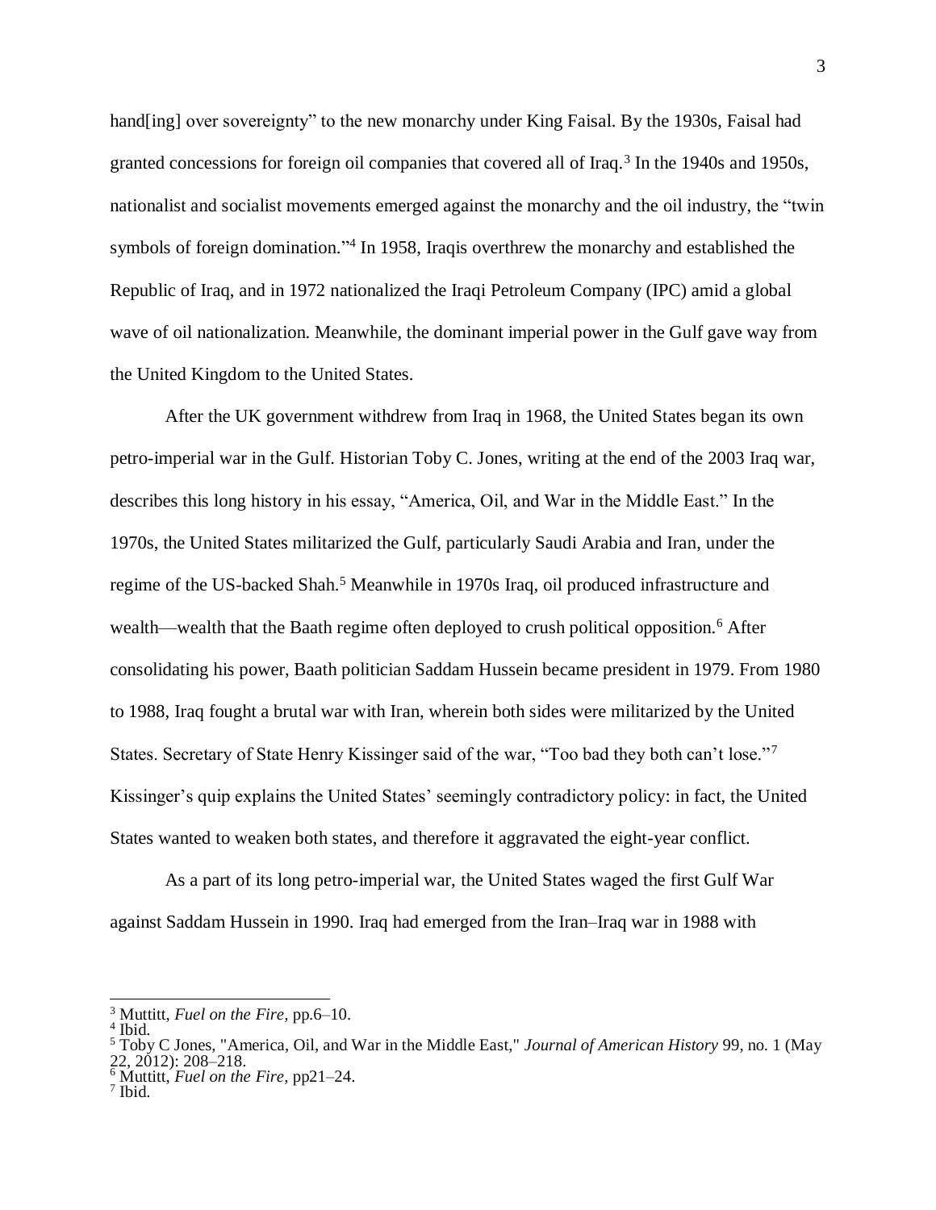hand[ing] over sovereignty" to the new monarchy under King Faisal. By the 1930s, Faisal had granted concessions for foreign oil companies that covered all of Iraq.[3] In the 1940s and 1950s, nationalist and socialist movements emerged against the monarchy and the oil industry, the "twin symbols of foreign domination."[4] In 1958, Iraqis overthrew the monarchy and established the Republic of Iraq, and in 1972 nationalized the Iraqi Petroleum Company (IPC) amid a global wave of oil nationalization. Meanwhile, the dominant imperial power in the Gulf gave way from the United Kingdom to the United States.

After the UK government withdrew from Iraq in 1968, the United States began its own petro-imperial war in the Gulf. Historian Toby C. Jones, writing at the end of the 2003 Iraq war, describes this long history in his essay, "America, Oil, and War in the Middle East." In the 1970s, the United States militarized the Gulf, particularly Saudi Arabia and Iran, under the regime of the US-backed Shah.[5] Meanwhile in 1970s Iraq, oil produced infrastructure and wealth—wealth that the Baath regime often deployed to crush political opposition.[6] After consolidating his power, Baath politician Saddam Hussein became president in 1979. From 1980 to 1988, Iraq fought a brutal war with Iran, wherein both sides were militarized by the United States. Secretary of State Henry Kissinger said of the war, "Too bad they both can't lose."[7] Kissinger's quip explains the United States' seemingly contradictory policy: in fact, the United States wanted to weaken both states, and therefore it aggravated the eight-year conflict.

As a part of its long petro-imperial war, the United States waged the first Gulf War against Saddam Hussein in 1990. Iraq had emerged from the Iran–Iraq war in 1988 with

---

[3] Muttitt, *Fuel on the Fire*, pp.6–10.

[4] Ibid.

[5] Toby C Jones, "America, Oil, and War in the Middle East," *Journal of American History* 99, no. 1 (May 22, 2012): 208–218.

[6] Muttitt, *Fuel on the Fire*, pp21–24.

[7] Ibid.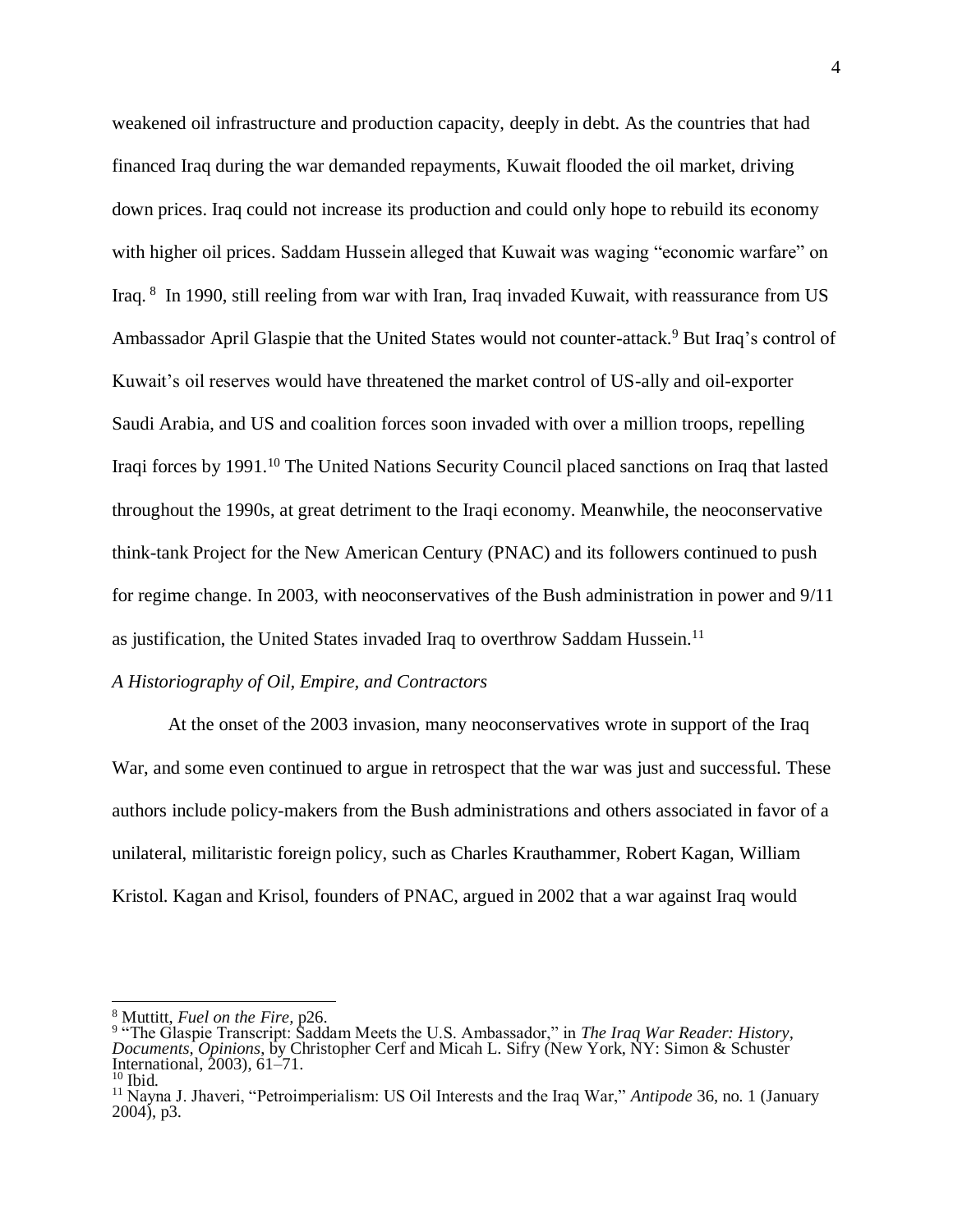weakened oil infrastructure and production capacity, deeply in debt. As the countries that had financed Iraq during the war demanded repayments, Kuwait flooded the oil market, driving down prices. Iraq could not increase its production and could only hope to rebuild its economy with higher oil prices. Saddam Hussein alleged that Kuwait was waging "economic warfare" on Iraq. [8] In 1990, still reeling from war with Iran, Iraq invaded Kuwait, with reassurance from US Ambassador April Glaspie that the United States would not counter-attack.[9] But Iraq's control of Kuwait's oil reserves would have threatened the market control of US-ally and oil-exporter Saudi Arabia, and US and coalition forces soon invaded with over a million troops, repelling Iraqi forces by 1991.[10] The United Nations Security Council placed sanctions on Iraq that lasted throughout the 1990s, at great detriment to the Iraqi economy. Meanwhile, the neoconservative think-tank Project for the New American Century (PNAC) and its followers continued to push for regime change. In 2003, with neoconservatives of the Bush administration in power and 9/11 as justification, the United States invaded Iraq to overthrow Saddam Hussein.[11]

*A Historiography of Oil, Empire, and Contractors*

At the onset of the 2003 invasion, many neoconservatives wrote in support of the Iraq War, and some even continued to argue in retrospect that the war was just and successful. These authors include policy-makers from the Bush administrations and others associated in favor of a unilateral, militaristic foreign policy, such as Charles Krauthammer, Robert Kagan, William Kristol. Kagan and Krisol, founders of PNAC, argued in 2002 that a war against Iraq would

---

[8] Muttitt, *Fuel on the Fire,* p26.

[9] "The Glaspie Transcript: Saddam Meets the U.S. Ambassador," in *The Iraq War Reader: History, Documents, Opinions*, by Christopher Cerf and Micah L. Sifry (New York, NY: Simon & Schuster International, 2003), 61–71.

[10] Ibid.

[11] Nayna J. Jhaveri, "Petroimperialism: US Oil Interests and the Iraq War," *Antipode* 36, no. 1 (January 2004), p3.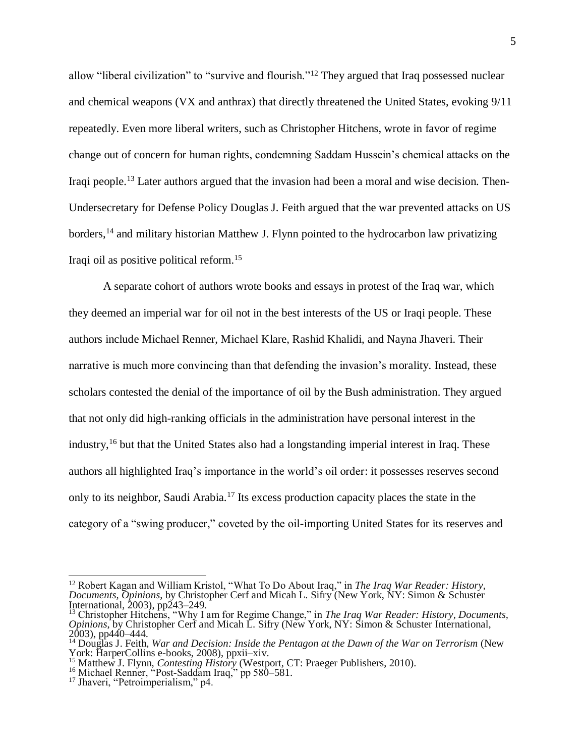allow "liberal civilization" to "survive and flourish."[12] They argued that Iraq possessed nuclear and chemical weapons (VX and anthrax) that directly threatened the United States, evoking 9/11 repeatedly. Even more liberal writers, such as Christopher Hitchens, wrote in favor of regime change out of concern for human rights, condemning Saddam Hussein's chemical attacks on the Iraqi people.[13] Later authors argued that the invasion had been a moral and wise decision. Then-Undersecretary for Defense Policy Douglas J. Feith argued that the war prevented attacks on US borders,[14] and military historian Matthew J. Flynn pointed to the hydrocarbon law privatizing Iraqi oil as positive political reform.[15]

A separate cohort of authors wrote books and essays in protest of the Iraq war, which they deemed an imperial war for oil not in the best interests of the US or Iraqi people. These authors include Michael Renner, Michael Klare, Rashid Khalidi, and Nayna Jhaveri. Their narrative is much more convincing than that defending the invasion's morality. Instead, these scholars contested the denial of the importance of oil by the Bush administration. They argued that not only did high-ranking officials in the administration have personal interest in the industry,[16] but that the United States also had a longstanding imperial interest in Iraq. These authors all highlighted Iraq's importance in the world's oil order: it possesses reserves second only to its neighbor, Saudi Arabia.[17] Its excess production capacity places the state in the category of a "swing producer," coveted by the oil-importing United States for its reserves and

---

[12] Robert Kagan and William Kristol, "What To Do About Iraq," in *The Iraq War Reader: History, Documents, Opinions*, by Christopher Cerf and Micah L. Sifry (New York, NY: Simon & Schuster International, 2003), pp243–249.

[13] Christopher Hitchens, "Why I am for Regime Change," in *The Iraq War Reader: History, Documents, Opinions*, by Christopher Cerf and Micah L. Sifry (New York, NY: Simon & Schuster International, 2003), pp440–444.

[14] Douglas J. Feith, *War and Decision: Inside the Pentagon at the Dawn of the War on Terrorism* (New York: HarperCollins e-books, 2008), ppxii–xiv.

[15] Matthew J. Flynn, *Contesting History* (Westport, CT: Praeger Publishers, 2010).

[16] Michael Renner, "Post-Saddam Iraq," pp 580–581.

[17] Jhaveri, "Petroimperialism," p4.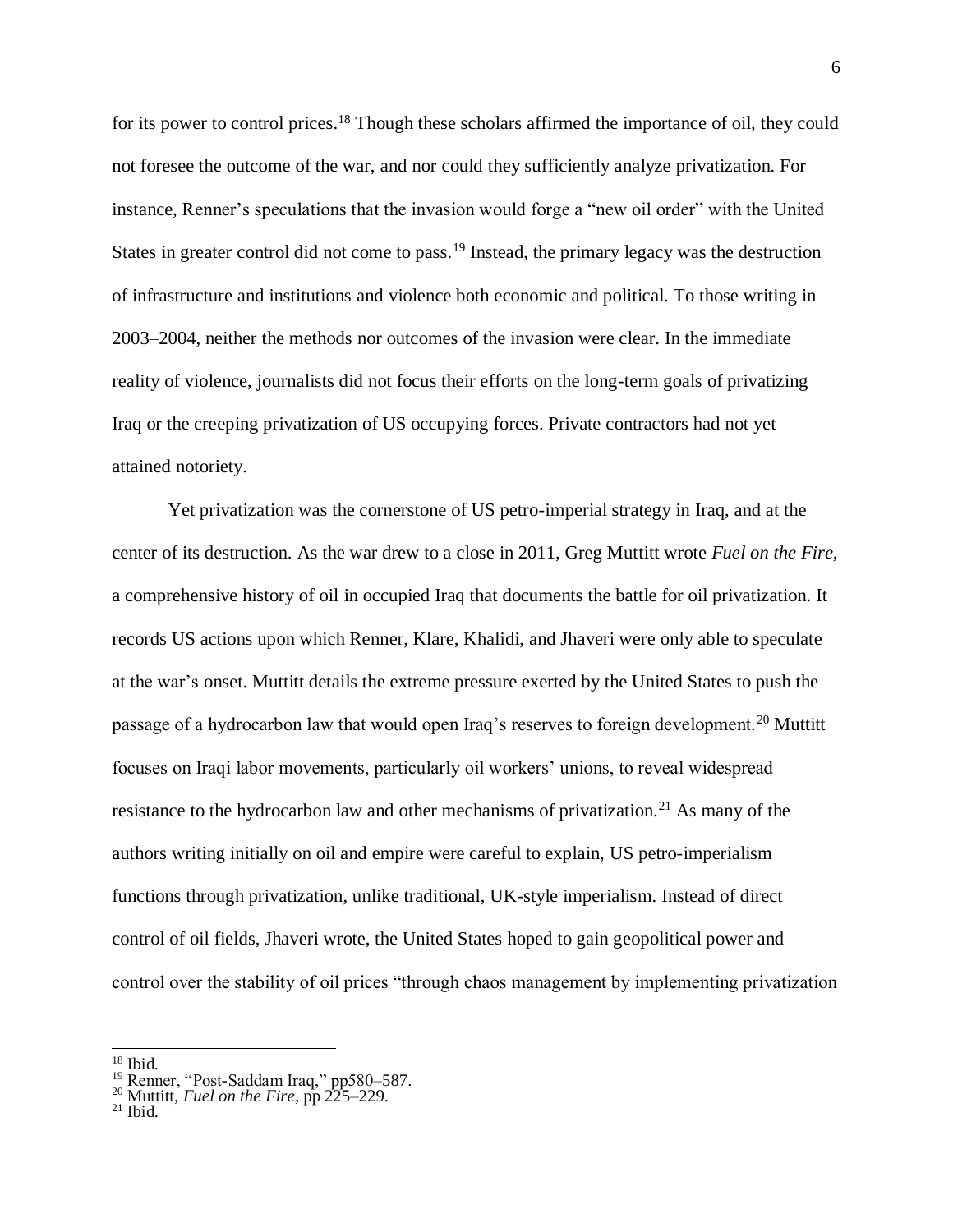for its power to control prices.[18] Though these scholars affirmed the importance of oil, they could not foresee the outcome of the war, and nor could they sufficiently analyze privatization. For instance, Renner's speculations that the invasion would forge a "new oil order" with the United States in greater control did not come to pass.[19] Instead, the primary legacy was the destruction of infrastructure and institutions and violence both economic and political. To those writing in 2003–2004, neither the methods nor outcomes of the invasion were clear. In the immediate reality of violence, journalists did not focus their efforts on the long-term goals of privatizing Iraq or the creeping privatization of US occupying forces. Private contractors had not yet attained notoriety.

Yet privatization was the cornerstone of US petro-imperial strategy in Iraq, and at the center of its destruction. As the war drew to a close in 2011, Greg Muttitt wrote *Fuel on the Fire,* a comprehensive history of oil in occupied Iraq that documents the battle for oil privatization. It records US actions upon which Renner, Klare, Khalidi, and Jhaveri were only able to speculate at the war's onset. Muttitt details the extreme pressure exerted by the United States to push the passage of a hydrocarbon law that would open Iraq's reserves to foreign development.[20] Muttitt focuses on Iraqi labor movements, particularly oil workers' unions, to reveal widespread resistance to the hydrocarbon law and other mechanisms of privatization.[21] As many of the authors writing initially on oil and empire were careful to explain, US petro-imperialism functions through privatization, unlike traditional, UK-style imperialism. Instead of direct control of oil fields, Jhaveri wrote, the United States hoped to gain geopolitical power and control over the stability of oil prices "through chaos management by implementing privatization

---

[18] Ibid.

[19] Renner, "Post-Saddam Iraq," pp580–587.

[20] Muttitt, *Fuel on the Fire*, pp 225–229.

[21] Ibid.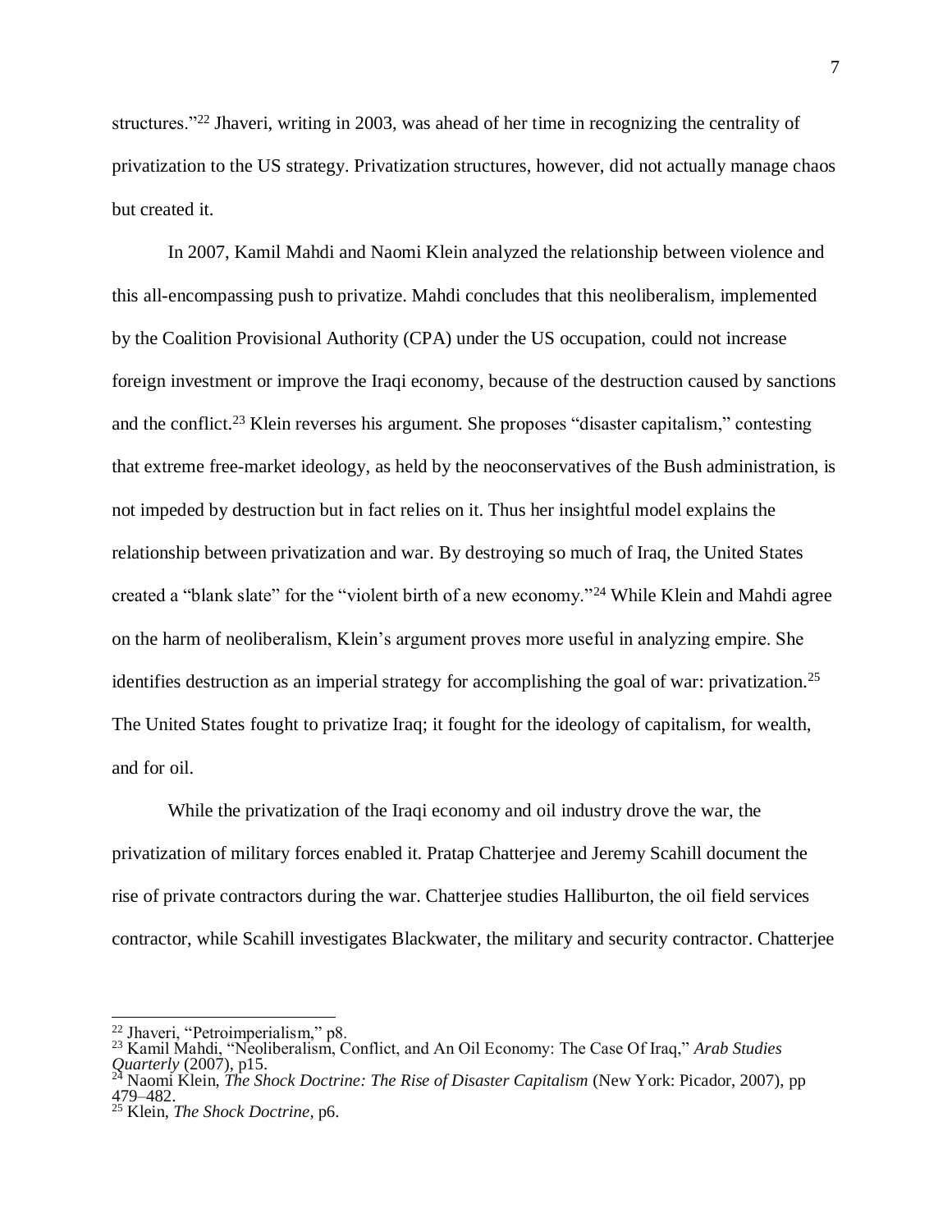structures."[22] Jhaveri, writing in 2003, was ahead of her time in recognizing the centrality of privatization to the US strategy. Privatization structures, however, did not actually manage chaos but created it.

In 2007, Kamil Mahdi and Naomi Klein analyzed the relationship between violence and this all-encompassing push to privatize. Mahdi concludes that this neoliberalism, implemented by the Coalition Provisional Authority (CPA) under the US occupation, could not increase foreign investment or improve the Iraqi economy, because of the destruction caused by sanctions and the conflict.[23] Klein reverses his argument. She proposes "disaster capitalism," contesting that extreme free-market ideology, as held by the neoconservatives of the Bush administration, is not impeded by destruction but in fact relies on it. Thus her insightful model explains the relationship between privatization and war. By destroying so much of Iraq, the United States created a "blank slate" for the "violent birth of a new economy."[24] While Klein and Mahdi agree on the harm of neoliberalism, Klein's argument proves more useful in analyzing empire. She identifies destruction as an imperial strategy for accomplishing the goal of war: privatization.[25] The United States fought to privatize Iraq; it fought for the ideology of capitalism, for wealth, and for oil.

While the privatization of the Iraqi economy and oil industry drove the war, the privatization of military forces enabled it. Pratap Chatterjee and Jeremy Scahill document the rise of private contractors during the war. Chatterjee studies Halliburton, the oil field services contractor, while Scahill investigates Blackwater, the military and security contractor. Chatterjee

---

[22] Jhaveri, "Petroimperialism," p8.

[23] Kamil Mahdi, "Neoliberalism, Conflict, and An Oil Economy: The Case Of Iraq," *Arab Studies Quarterly* (2007), p15.

[24] Naomi Klein, *The Shock Doctrine: The Rise of Disaster Capitalism* (New York: Picador, 2007), pp 479–482.

[25] Klein, *The Shock Doctrine*, p6.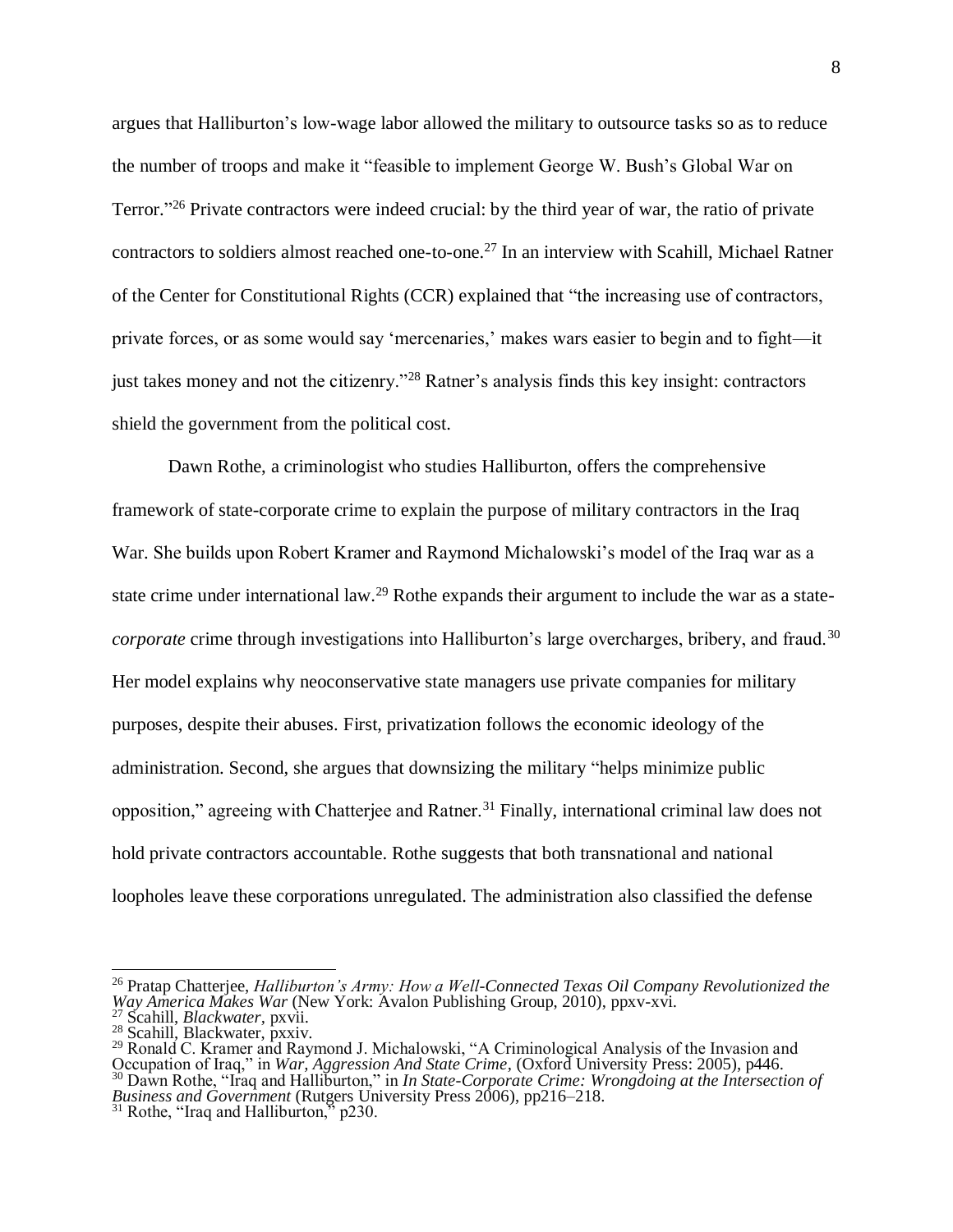argues that Halliburton's low-wage labor allowed the military to outsource tasks so as to reduce the number of troops and make it "feasible to implement George W. Bush's Global War on Terror."[26] Private contractors were indeed crucial: by the third year of war, the ratio of private contractors to soldiers almost reached one-to-one.[27] In an interview with Scahill, Michael Ratner of the Center for Constitutional Rights (CCR) explained that "the increasing use of contractors, private forces, or as some would say 'mercenaries,' makes wars easier to begin and to fight—it just takes money and not the citizenry."[28] Ratner's analysis finds this key insight: contractors shield the government from the political cost.

Dawn Rothe, a criminologist who studies Halliburton, offers the comprehensive framework of state-corporate crime to explain the purpose of military contractors in the Iraq War. She builds upon Robert Kramer and Raymond Michalowski's model of the Iraq war as a state crime under international law.[29] Rothe expands their argument to include the war as a state-*corporate* crime through investigations into Halliburton's large overcharges, bribery, and fraud.[30] Her model explains why neoconservative state managers use private companies for military purposes, despite their abuses. First, privatization follows the economic ideology of the administration. Second, she argues that downsizing the military "helps minimize public opposition," agreeing with Chatterjee and Ratner.[31] Finally, international criminal law does not hold private contractors accountable. Rothe suggests that both transnational and national loopholes leave these corporations unregulated. The administration also classified the defense

---

[26] Pratap Chatterjee, *Halliburton's Army: How a Well-Connected Texas Oil Company Revolutionized the Way America Makes War* (New York: Avalon Publishing Group, 2010), ppxv-xvi.

[27] Scahill, *Blackwater*, pxvii.

[28] Scahill, Blackwater, pxxiv.

[29] Ronald C. Kramer and Raymond J. Michalowski, "A Criminological Analysis of the Invasion and Occupation of Iraq," in *War, Aggression And State Crime*, (Oxford University Press: 2005), p446.

[30] Dawn Rothe, "Iraq and Halliburton," in *In State-Corporate Crime: Wrongdoing at the Intersection of Business and Government* (Rutgers University Press 2006), pp216–218.

[31] Rothe, "Iraq and Halliburton," p230.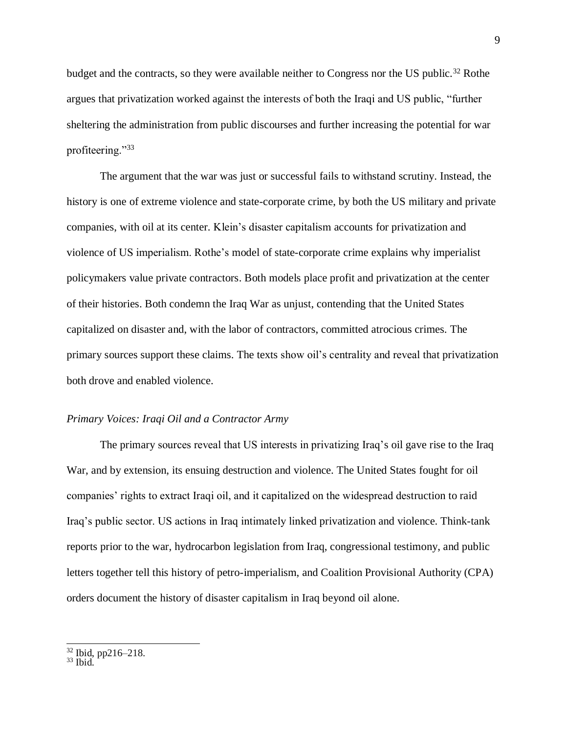budget and the contracts, so they were available neither to Congress nor the US public.[32] Rothe argues that privatization worked against the interests of both the Iraqi and US public, "further sheltering the administration from public discourses and further increasing the potential for war profiteering."[33]

The argument that the war was just or successful fails to withstand scrutiny. Instead, the history is one of extreme violence and state-corporate crime, by both the US military and private companies, with oil at its center. Klein's disaster capitalism accounts for privatization and violence of US imperialism. Rothe's model of state-corporate crime explains why imperialist policymakers value private contractors. Both models place profit and privatization at the center of their histories. Both condemn the Iraq War as unjust, contending that the United States capitalized on disaster and, with the labor of contractors, committed atrocious crimes. The primary sources support these claims. The texts show oil's centrality and reveal that privatization both drove and enabled violence.

### *Primary Voices: Iraqi Oil and a Contractor Army*

The primary sources reveal that US interests in privatizing Iraq's oil gave rise to the Iraq War, and by extension, its ensuing destruction and violence. The United States fought for oil companies' rights to extract Iraqi oil, and it capitalized on the widespread destruction to raid Iraq's public sector. US actions in Iraq intimately linked privatization and violence. Think-tank reports prior to the war, hydrocarbon legislation from Iraq, congressional testimony, and public letters together tell this history of petro-imperialism, and Coalition Provisional Authority (CPA) orders document the history of disaster capitalism in Iraq beyond oil alone.

---

[32] Ibid, pp216–218.
[33] Ibid.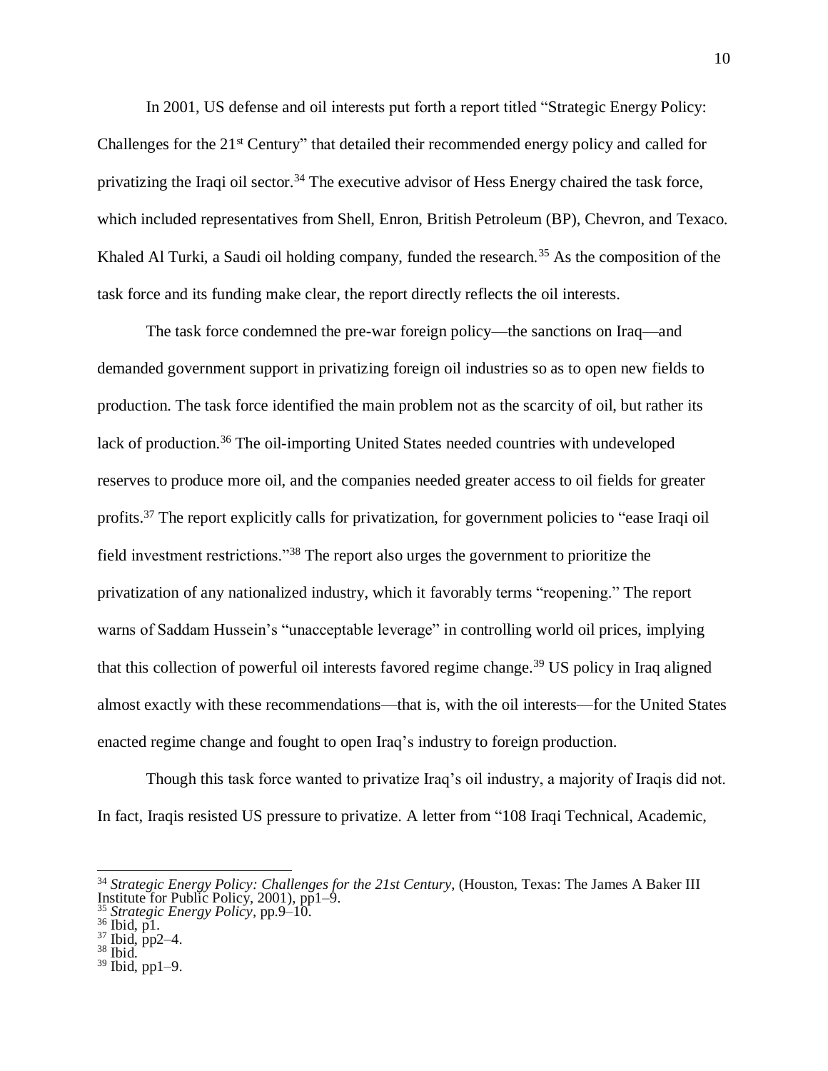In 2001, US defense and oil interests put forth a report titled "Strategic Energy Policy: Challenges for the 21st Century" that detailed their recommended energy policy and called for privatizing the Iraqi oil sector.[34] The executive advisor of Hess Energy chaired the task force, which included representatives from Shell, Enron, British Petroleum (BP), Chevron, and Texaco. Khaled Al Turki, a Saudi oil holding company, funded the research.[35] As the composition of the task force and its funding make clear, the report directly reflects the oil interests.

The task force condemned the pre-war foreign policy—the sanctions on Iraq—and demanded government support in privatizing foreign oil industries so as to open new fields to production. The task force identified the main problem not as the scarcity of oil, but rather its lack of production.[36] The oil-importing United States needed countries with undeveloped reserves to produce more oil, and the companies needed greater access to oil fields for greater profits.[37] The report explicitly calls for privatization, for government policies to "ease Iraqi oil field investment restrictions."[38] The report also urges the government to prioritize the privatization of any nationalized industry, which it favorably terms "reopening." The report warns of Saddam Hussein's "unacceptable leverage" in controlling world oil prices, implying that this collection of powerful oil interests favored regime change.[39] US policy in Iraq aligned almost exactly with these recommendations—that is, with the oil interests—for the United States enacted regime change and fought to open Iraq's industry to foreign production.

Though this task force wanted to privatize Iraq's oil industry, a majority of Iraqis did not. In fact, Iraqis resisted US pressure to privatize. A letter from "108 Iraqi Technical, Academic,

---

[34] *Strategic Energy Policy: Challenges for the 21st Century*, (Houston, Texas: The James A Baker III Institute for Public Policy, 2001), pp1–9.
[35] *Strategic Energy Policy*, pp.9–10.
[36] Ibid, p1.
[37] Ibid, pp2–4.
[38] Ibid.
[39] Ibid, pp1–9.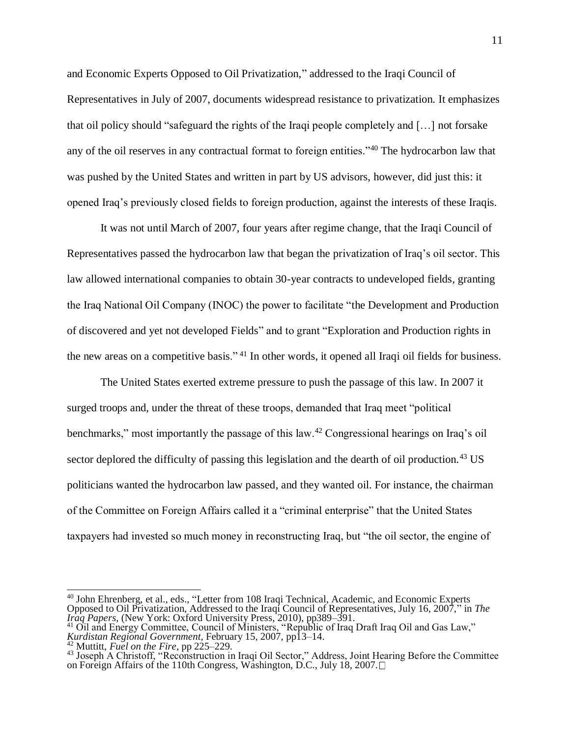and Economic Experts Opposed to Oil Privatization," addressed to the Iraqi Council of Representatives in July of 2007, documents widespread resistance to privatization. It emphasizes that oil policy should "safeguard the rights of the Iraqi people completely and […] not forsake any of the oil reserves in any contractual format to foreign entities."[40] The hydrocarbon law that was pushed by the United States and written in part by US advisors, however, did just this: it opened Iraq's previously closed fields to foreign production, against the interests of these Iraqis.

It was not until March of 2007, four years after regime change, that the Iraqi Council of Representatives passed the hydrocarbon law that began the privatization of Iraq's oil sector. This law allowed international companies to obtain 30-year contracts to undeveloped fields, granting the Iraq National Oil Company (INOC) the power to facilitate "the Development and Production of discovered and yet not developed Fields" and to grant "Exploration and Production rights in the new areas on a competitive basis." [41] In other words, it opened all Iraqi oil fields for business.

The United States exerted extreme pressure to push the passage of this law. In 2007 it surged troops and, under the threat of these troops, demanded that Iraq meet "political benchmarks," most importantly the passage of this law.[42] Congressional hearings on Iraq's oil sector deplored the difficulty of passing this legislation and the dearth of oil production.[43] US politicians wanted the hydrocarbon law passed, and they wanted oil. For instance, the chairman of the Committee on Foreign Affairs called it a "criminal enterprise" that the United States taxpayers had invested so much money in reconstructing Iraq, but "the oil sector, the engine of

---

[40] John Ehrenberg, et al., eds., "Letter from 108 Iraqi Technical, Academic, and Economic Experts Opposed to Oil Privatization, Addressed to the Iraqi Council of Representatives, July 16, 2007," in *The Iraq Papers*, (New York: Oxford University Press, 2010), pp389–391.

[41] Oil and Energy Committee, Council of Ministers, "Republic of Iraq Draft Iraq Oil and Gas Law," *Kurdistan Regional Government*, February 15, 2007, pp13–14.

[42] Muttitt, *Fuel on the Fire*, pp 225–229.

[43] Joseph A Christoff, "Reconstruction in Iraqi Oil Sector," Address, Joint Hearing Before the Committee on Foreign Affairs of the 110th Congress, Washington, D.C., July 18, 2007.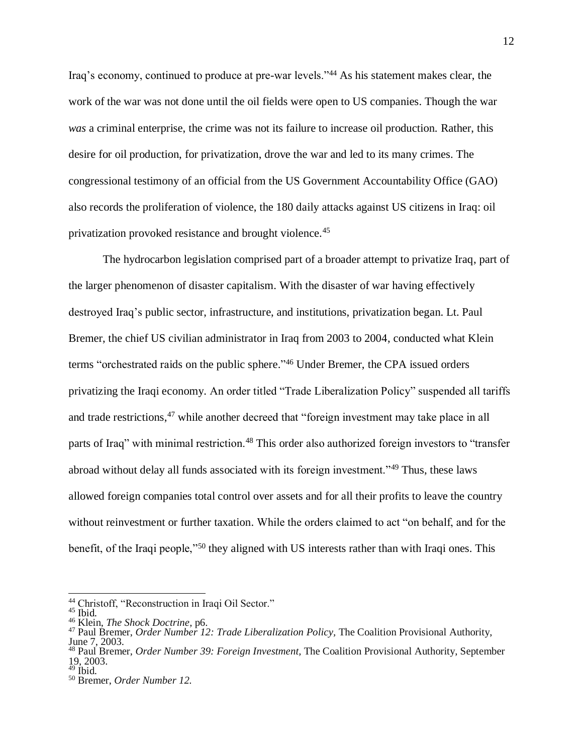Iraq's economy, continued to produce at pre-war levels."[44] As his statement makes clear, the work of the war was not done until the oil fields were open to US companies. Though the war *was* a criminal enterprise, the crime was not its failure to increase oil production. Rather, this desire for oil production, for privatization, drove the war and led to its many crimes. The congressional testimony of an official from the US Government Accountability Office (GAO) also records the proliferation of violence, the 180 daily attacks against US citizens in Iraq: oil privatization provoked resistance and brought violence.[45]

The hydrocarbon legislation comprised part of a broader attempt to privatize Iraq, part of the larger phenomenon of disaster capitalism. With the disaster of war having effectively destroyed Iraq's public sector, infrastructure, and institutions, privatization began. Lt. Paul Bremer, the chief US civilian administrator in Iraq from 2003 to 2004, conducted what Klein terms "orchestrated raids on the public sphere."[46] Under Bremer, the CPA issued orders privatizing the Iraqi economy. An order titled "Trade Liberalization Policy" suspended all tariffs and trade restrictions,[47] while another decreed that "foreign investment may take place in all parts of Iraq" with minimal restriction.[48] This order also authorized foreign investors to "transfer abroad without delay all funds associated with its foreign investment."[49] Thus, these laws allowed foreign companies total control over assets and for all their profits to leave the country without reinvestment or further taxation. While the orders claimed to act "on behalf, and for the benefit, of the Iraqi people,"[50] they aligned with US interests rather than with Iraqi ones. This

---

[44] Christoff, "Reconstruction in Iraqi Oil Sector."
[45] Ibid.
[46] Klein, *The Shock Doctrine*, p6.
[47] Paul Bremer, *Order Number 12: Trade Liberalization Policy*, The Coalition Provisional Authority, June 7, 2003.
[48] Paul Bremer, *Order Number 39: Foreign Investment,* The Coalition Provisional Authority, September 19, 2003.
[49] Ibid.
[50] Bremer, *Order Number 12.*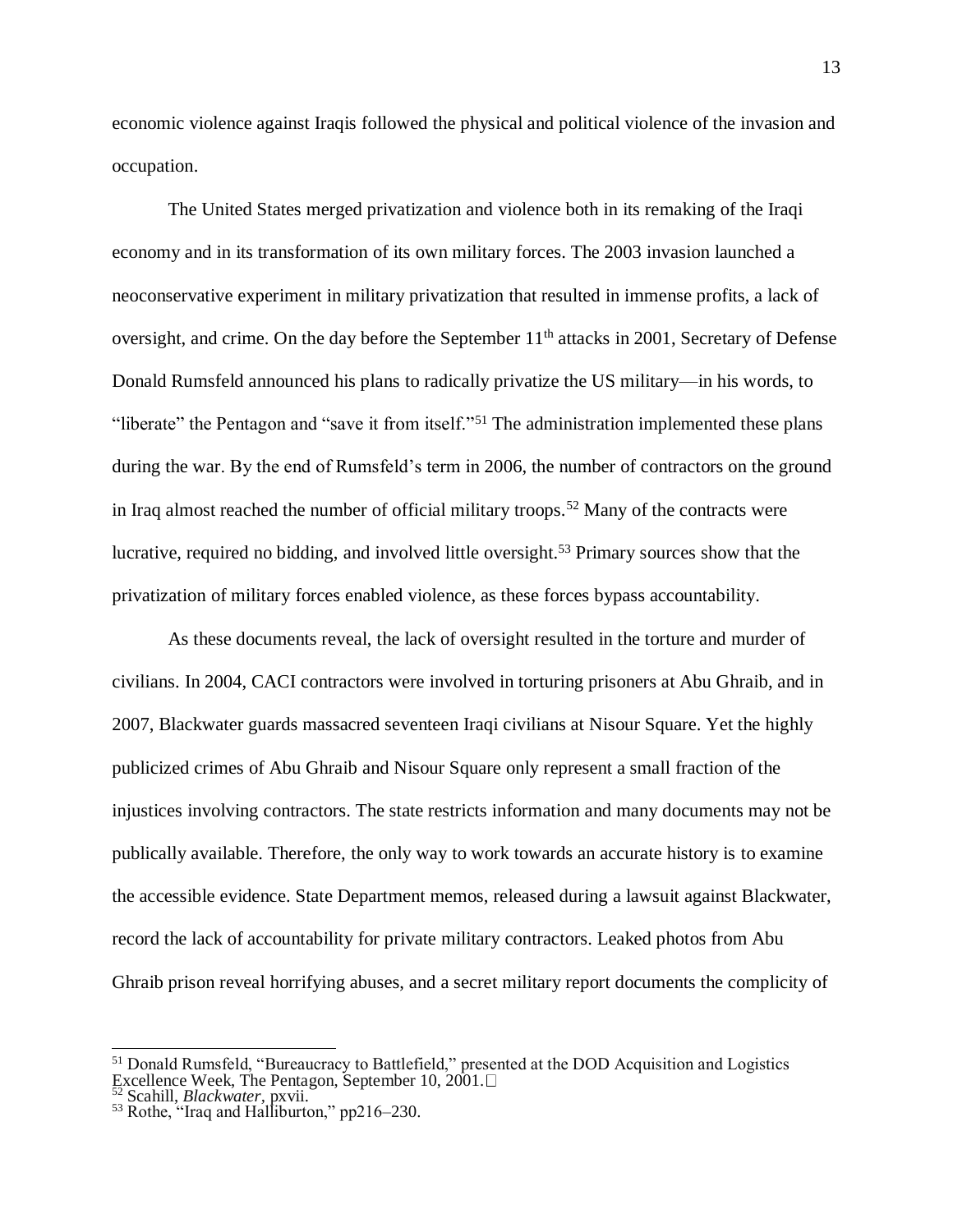economic violence against Iraqis followed the physical and political violence of the invasion and occupation.

The United States merged privatization and violence both in its remaking of the Iraqi economy and in its transformation of its own military forces. The 2003 invasion launched a neoconservative experiment in military privatization that resulted in immense profits, a lack of oversight, and crime. On the day before the September 11th attacks in 2001, Secretary of Defense Donald Rumsfeld announced his plans to radically privatize the US military—in his words, to "liberate" the Pentagon and "save it from itself."[51] The administration implemented these plans during the war. By the end of Rumsfeld's term in 2006, the number of contractors on the ground in Iraq almost reached the number of official military troops.[52] Many of the contracts were lucrative, required no bidding, and involved little oversight.[53] Primary sources show that the privatization of military forces enabled violence, as these forces bypass accountability.

As these documents reveal, the lack of oversight resulted in the torture and murder of civilians. In 2004, CACI contractors were involved in torturing prisoners at Abu Ghraib, and in 2007, Blackwater guards massacred seventeen Iraqi civilians at Nisour Square. Yet the highly publicized crimes of Abu Ghraib and Nisour Square only represent a small fraction of the injustices involving contractors. The state restricts information and many documents may not be publically available. Therefore, the only way to work towards an accurate history is to examine the accessible evidence. State Department memos, released during a lawsuit against Blackwater, record the lack of accountability for private military contractors. Leaked photos from Abu Ghraib prison reveal horrifying abuses, and a secret military report documents the complicity of

---

[51] Donald Rumsfeld, "Bureaucracy to Battlefield," presented at the DOD Acquisition and Logistics Excellence Week, The Pentagon, September 10, 2001.

[52] Scahill, *Blackwater*, pxvii.

[53] Rothe, "Iraq and Halliburton," pp216–230.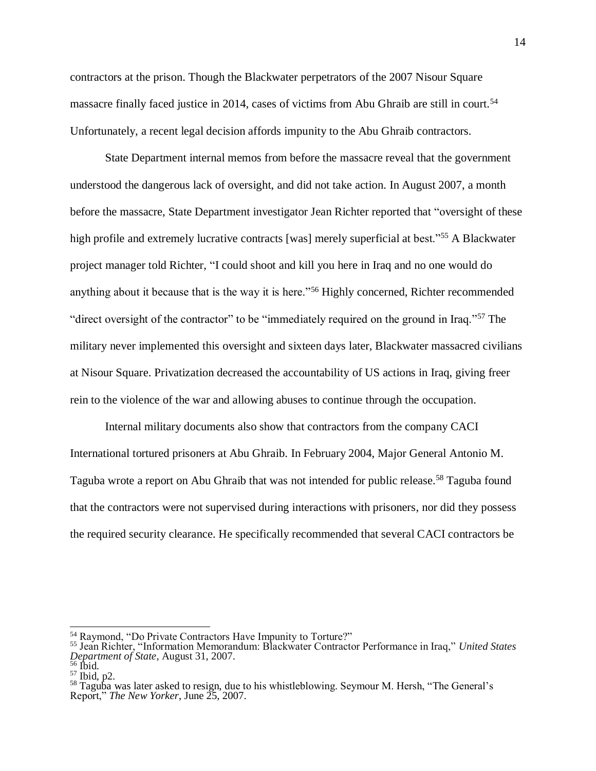contractors at the prison. Though the Blackwater perpetrators of the 2007 Nisour Square massacre finally faced justice in 2014, cases of victims from Abu Ghraib are still in court.[54] Unfortunately, a recent legal decision affords impunity to the Abu Ghraib contractors.

State Department internal memos from before the massacre reveal that the government understood the dangerous lack of oversight, and did not take action. In August 2007, a month before the massacre, State Department investigator Jean Richter reported that "oversight of these high profile and extremely lucrative contracts [was] merely superficial at best."[55] A Blackwater project manager told Richter, "I could shoot and kill you here in Iraq and no one would do anything about it because that is the way it is here."[56] Highly concerned, Richter recommended "direct oversight of the contractor" to be "immediately required on the ground in Iraq."[57] The military never implemented this oversight and sixteen days later, Blackwater massacred civilians at Nisour Square. Privatization decreased the accountability of US actions in Iraq, giving freer rein to the violence of the war and allowing abuses to continue through the occupation.

Internal military documents also show that contractors from the company CACI International tortured prisoners at Abu Ghraib. In February 2004, Major General Antonio M. Taguba wrote a report on Abu Ghraib that was not intended for public release.[58] Taguba found that the contractors were not supervised during interactions with prisoners, nor did they possess the required security clearance. He specifically recommended that several CACI contractors be

---

[54] Raymond, "Do Private Contractors Have Impunity to Torture?"

[55] Jean Richter, "Information Memorandum: Blackwater Contractor Performance in Iraq," *United States Department of State*, August 31, 2007.

[56] Ibid.

[57] Ibid, p2.

[58] Taguba was later asked to resign, due to his whistleblowing. Seymour M. Hersh, "The General's Report," *The New Yorker*, June 25, 2007.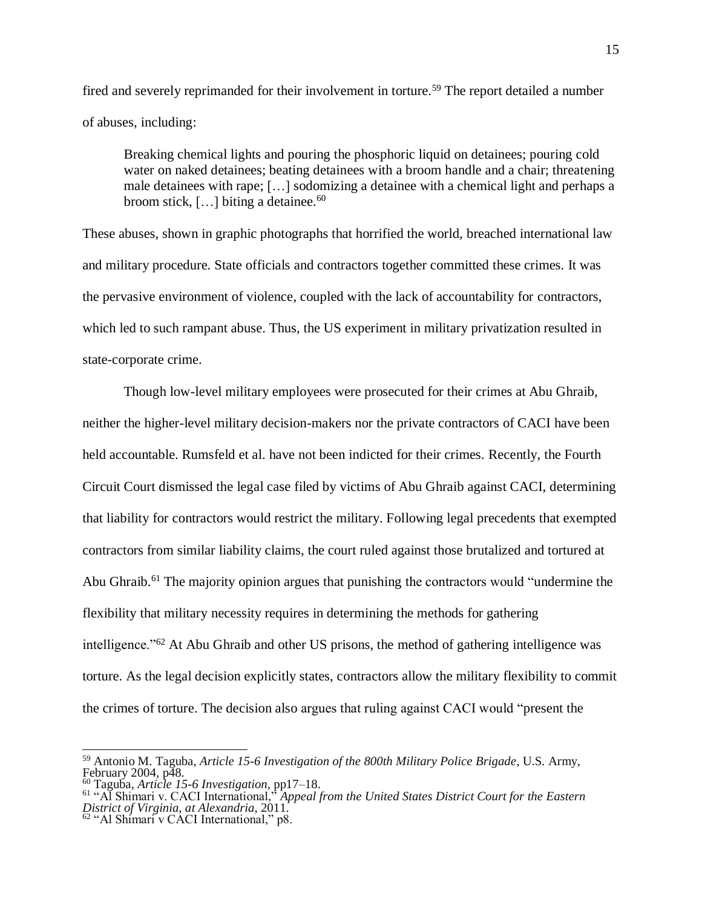fired and severely reprimanded for their involvement in torture.[59] The report detailed a number of abuses, including:

> Breaking chemical lights and pouring the phosphoric liquid on detainees; pouring cold water on naked detainees; beating detainees with a broom handle and a chair; threatening male detainees with rape; […] sodomizing a detainee with a chemical light and perhaps a broom stick, […] biting a detainee.[60]

These abuses, shown in graphic photographs that horrified the world, breached international law and military procedure. State officials and contractors together committed these crimes. It was the pervasive environment of violence, coupled with the lack of accountability for contractors, which led to such rampant abuse. Thus, the US experiment in military privatization resulted in state-corporate crime.

Though low-level military employees were prosecuted for their crimes at Abu Ghraib, neither the higher-level military decision-makers nor the private contractors of CACI have been held accountable. Rumsfeld et al. have not been indicted for their crimes. Recently, the Fourth Circuit Court dismissed the legal case filed by victims of Abu Ghraib against CACI, determining that liability for contractors would restrict the military. Following legal precedents that exempted contractors from similar liability claims, the court ruled against those brutalized and tortured at Abu Ghraib.[61] The majority opinion argues that punishing the contractors would "undermine the flexibility that military necessity requires in determining the methods for gathering intelligence."[62] At Abu Ghraib and other US prisons, the method of gathering intelligence was torture. As the legal decision explicitly states, contractors allow the military flexibility to commit the crimes of torture. The decision also argues that ruling against CACI would "present the

---

[59] Antonio M. Taguba, *Article 15-6 Investigation of the 800th Military Police Brigade*, U.S. Army, February 2004, p48.

[60] Taguba, *Article 15-6 Investigation*, pp17–18.

[61] "Al Shimari v. CACI International," *Appeal from the United States District Court for the Eastern District of Virginia, at Alexandria*, 2011.

[62] "Al Shimari v CACI International," p8.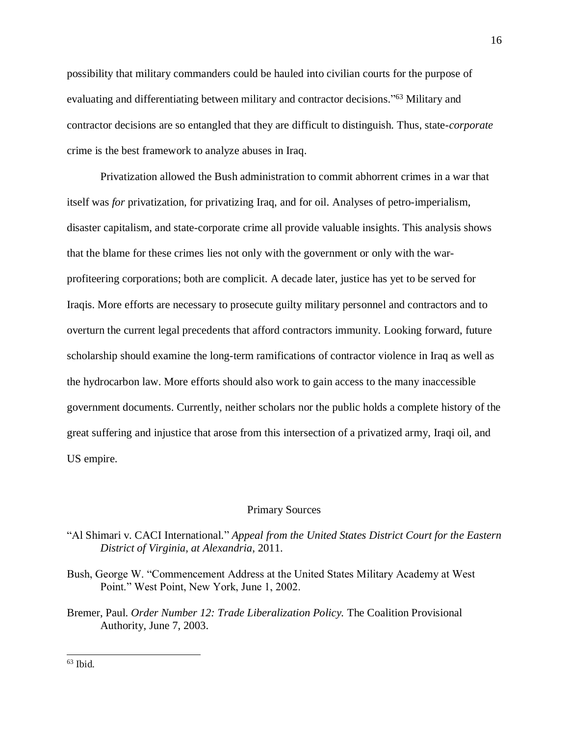possibility that military commanders could be hauled into civilian courts for the purpose of evaluating and differentiating between military and contractor decisions."[63] Military and contractor decisions are so entangled that they are difficult to distinguish. Thus, state-*corporate* crime is the best framework to analyze abuses in Iraq.

Privatization allowed the Bush administration to commit abhorrent crimes in a war that itself was *for* privatization, for privatizing Iraq, and for oil. Analyses of petro-imperialism, disaster capitalism, and state-corporate crime all provide valuable insights. This analysis shows that the blame for these crimes lies not only with the government or only with the war-profiteering corporations; both are complicit. A decade later, justice has yet to be served for Iraqis. More efforts are necessary to prosecute guilty military personnel and contractors and to overturn the current legal precedents that afford contractors immunity. Looking forward, future scholarship should examine the long-term ramifications of contractor violence in Iraq as well as the hydrocarbon law. More efforts should also work to gain access to the many inaccessible government documents. Currently, neither scholars nor the public holds a complete history of the great suffering and injustice that arose from this intersection of a privatized army, Iraqi oil, and US empire.

## Primary Sources

"Al Shimari v. CACI International." *Appeal from the United States District Court for the Eastern District of Virginia, at Alexandria*, 2011.

Bush, George W. "Commencement Address at the United States Military Academy at West Point." West Point, New York, June 1, 2002.

Bremer, Paul. *Order Number 12: Trade Liberalization Policy.* The Coalition Provisional Authority, June 7, 2003.

---

[63] Ibid.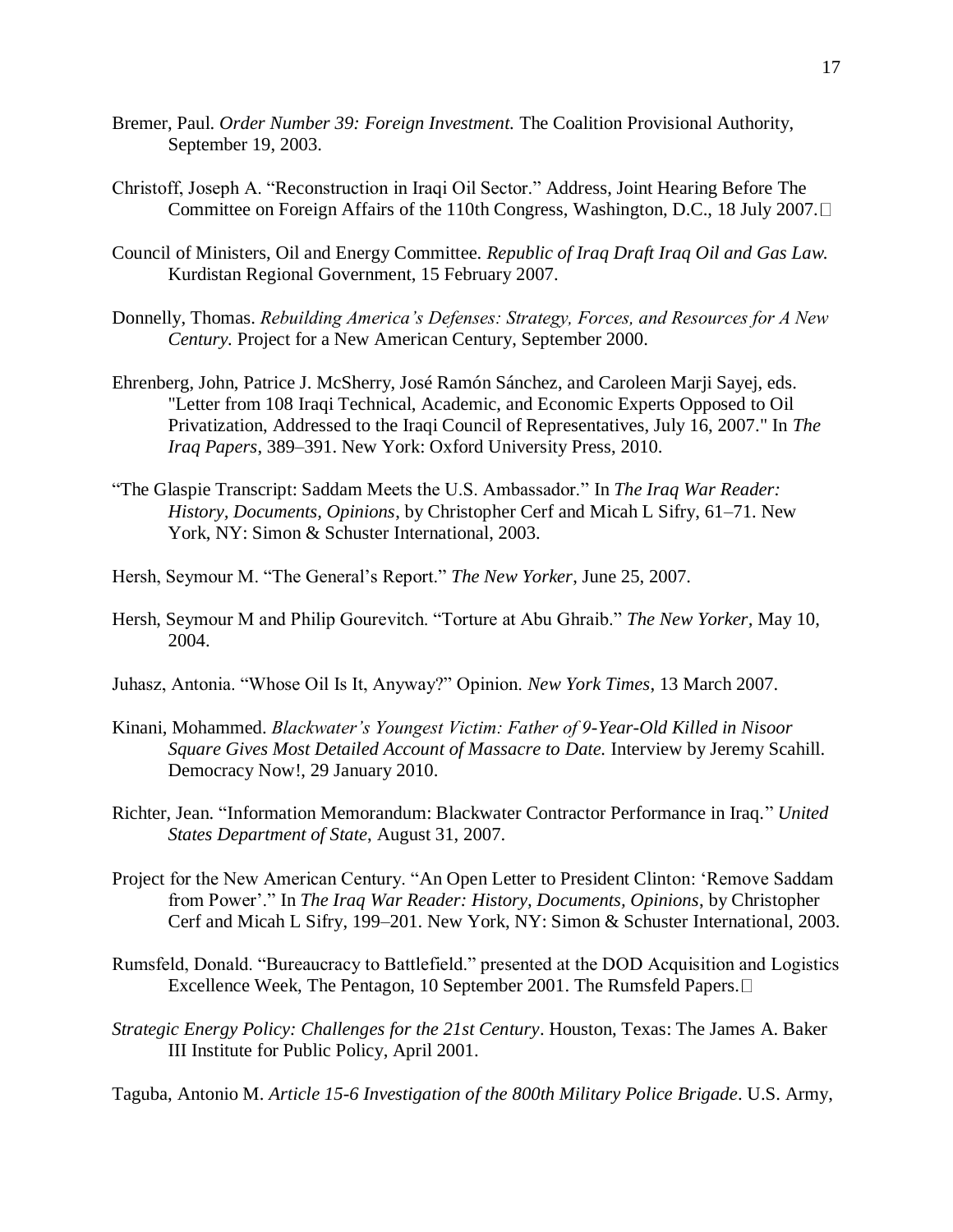Bremer, Paul. *Order Number 39: Foreign Investment.* The Coalition Provisional Authority, September 19, 2003.

Christoff, Joseph A. "Reconstruction in Iraqi Oil Sector." Address, Joint Hearing Before The Committee on Foreign Affairs of the 110th Congress, Washington, D.C., 18 July 2007.

Council of Ministers, Oil and Energy Committee. *Republic of Iraq Draft Iraq Oil and Gas Law.* Kurdistan Regional Government, 15 February 2007.

Donnelly, Thomas. *Rebuilding America's Defenses: Strategy, Forces, and Resources for A New Century.* Project for a New American Century, September 2000.

Ehrenberg, John, Patrice J. McSherry, José Ramón Sánchez, and Caroleen Marji Sayej, eds. "Letter from 108 Iraqi Technical, Academic, and Economic Experts Opposed to Oil Privatization, Addressed to the Iraqi Council of Representatives, July 16, 2007." In *The Iraq Papers*, 389–391. New York: Oxford University Press, 2010.

"The Glaspie Transcript: Saddam Meets the U.S. Ambassador." In *The Iraq War Reader: History, Documents, Opinions*, by Christopher Cerf and Micah L Sifry, 61–71. New York, NY: Simon & Schuster International, 2003.

Hersh, Seymour M. "The General's Report." *The New Yorker*, June 25, 2007.

Hersh, Seymour M and Philip Gourevitch. "Torture at Abu Ghraib." *The New Yorker*, May 10, 2004.

Juhasz, Antonia. "Whose Oil Is It, Anyway?" Opinion. *New York Times*, 13 March 2007.

Kinani, Mohammed. *Blackwater's Youngest Victim: Father of 9-Year-Old Killed in Nisoor Square Gives Most Detailed Account of Massacre to Date.* Interview by Jeremy Scahill. Democracy Now!, 29 January 2010.

Richter, Jean. "Information Memorandum: Blackwater Contractor Performance in Iraq." *United States Department of State*, August 31, 2007.

Project for the New American Century. "An Open Letter to President Clinton: 'Remove Saddam from Power'." In *The Iraq War Reader: History, Documents, Opinions*, by Christopher Cerf and Micah L Sifry, 199–201. New York, NY: Simon & Schuster International, 2003.

Rumsfeld, Donald. "Bureaucracy to Battlefield." presented at the DOD Acquisition and Logistics Excellence Week, The Pentagon, 10 September 2001. The Rumsfeld Papers.

*Strategic Energy Policy: Challenges for the 21st Century*. Houston, Texas: The James A. Baker III Institute for Public Policy, April 2001.

Taguba, Antonio M. *Article 15-6 Investigation of the 800th Military Police Brigade*. U.S. Army,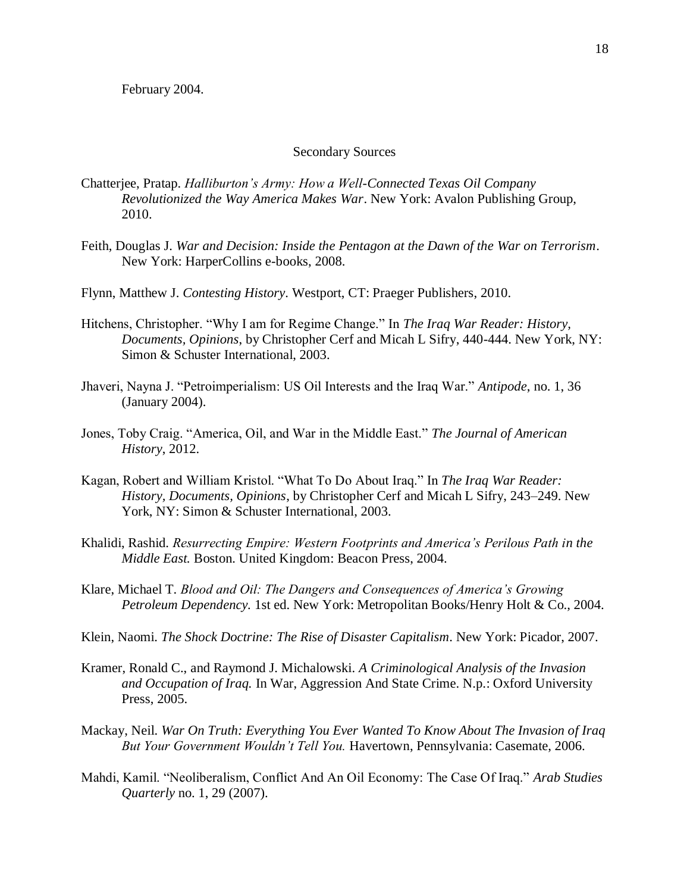February 2004.

## Secondary Sources

Chatterjee, Pratap. *Halliburton's Army: How a Well-Connected Texas Oil Company Revolutionized the Way America Makes War*. New York: Avalon Publishing Group, 2010.

Feith, Douglas J. *War and Decision: Inside the Pentagon at the Dawn of the War on Terrorism*. New York: HarperCollins e-books, 2008.

Flynn, Matthew J. *Contesting History*. Westport, CT: Praeger Publishers, 2010.

Hitchens, Christopher. "Why I am for Regime Change." In *The Iraq War Reader: History, Documents, Opinions,* by Christopher Cerf and Micah L Sifry, 440-444. New York, NY: Simon & Schuster International, 2003.

Jhaveri, Nayna J. "Petroimperialism: US Oil Interests and the Iraq War." *Antipode*, no. 1, 36 (January 2004).

Jones, Toby Craig. "America, Oil, and War in the Middle East." *The Journal of American History*, 2012.

Kagan, Robert and William Kristol. "What To Do About Iraq." In *The Iraq War Reader: History, Documents, Opinions,* by Christopher Cerf and Micah L Sifry, 243–249. New York, NY: Simon & Schuster International, 2003.

Khalidi, Rashid. *Resurrecting Empire: Western Footprints and America's Perilous Path in the Middle East.* Boston. United Kingdom: Beacon Press, 2004.

Klare, Michael T. *Blood and Oil: The Dangers and Consequences of America's Growing Petroleum Dependency.* 1st ed. New York: Metropolitan Books/Henry Holt & Co., 2004.

Klein, Naomi. *The Shock Doctrine: The Rise of Disaster Capitalism*. New York: Picador, 2007.

Kramer, Ronald C., and Raymond J. Michalowski. *A Criminological Analysis of the Invasion and Occupation of Iraq.* In War, Aggression And State Crime. N.p.: Oxford University Press, 2005.

Mackay, Neil. *War On Truth: Everything You Ever Wanted To Know About The Invasion of Iraq But Your Government Wouldn't Tell You.* Havertown, Pennsylvania: Casemate, 2006.

Mahdi, Kamil. "Neoliberalism, Conflict And An Oil Economy: The Case Of Iraq." *Arab Studies Quarterly* no. 1, 29 (2007).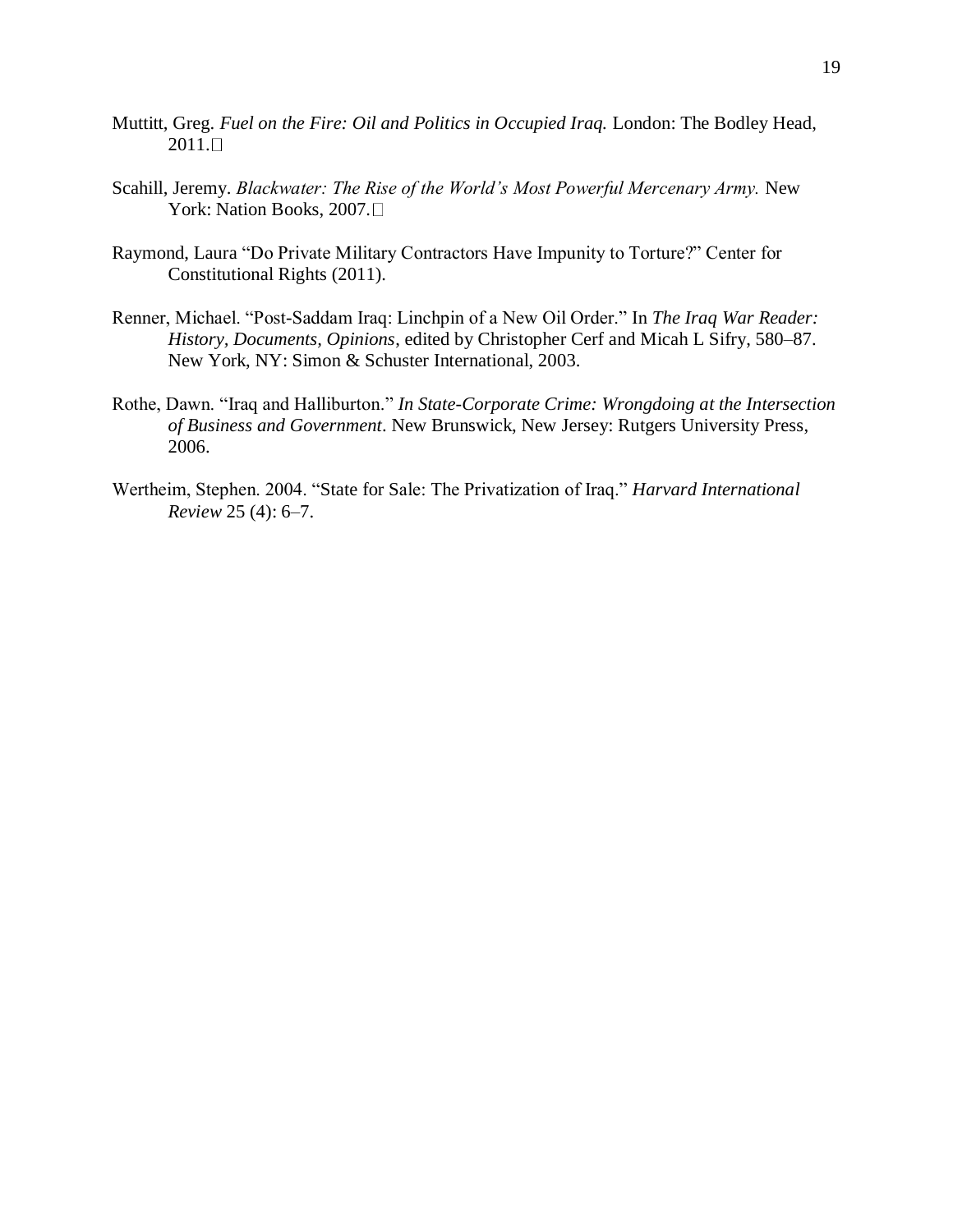Muttitt, Greg. *Fuel on the Fire: Oil and Politics in Occupied Iraq.* London: The Bodley Head, 2011.

Scahill, Jeremy. *Blackwater: The Rise of the World's Most Powerful Mercenary Army.* New York: Nation Books, 2007.

Raymond, Laura "Do Private Military Contractors Have Impunity to Torture?" Center for Constitutional Rights (2011).

Renner, Michael. "Post-Saddam Iraq: Linchpin of a New Oil Order." In *The Iraq War Reader: History, Documents, Opinions*, edited by Christopher Cerf and Micah L Sifry, 580–87. New York, NY: Simon & Schuster International, 2003.

Rothe, Dawn. "Iraq and Halliburton." *In State-Corporate Crime: Wrongdoing at the Intersection of Business and Government*. New Brunswick, New Jersey: Rutgers University Press, 2006.

Wertheim, Stephen. 2004. "State for Sale: The Privatization of Iraq." *Harvard International Review* 25 (4): 6–7.